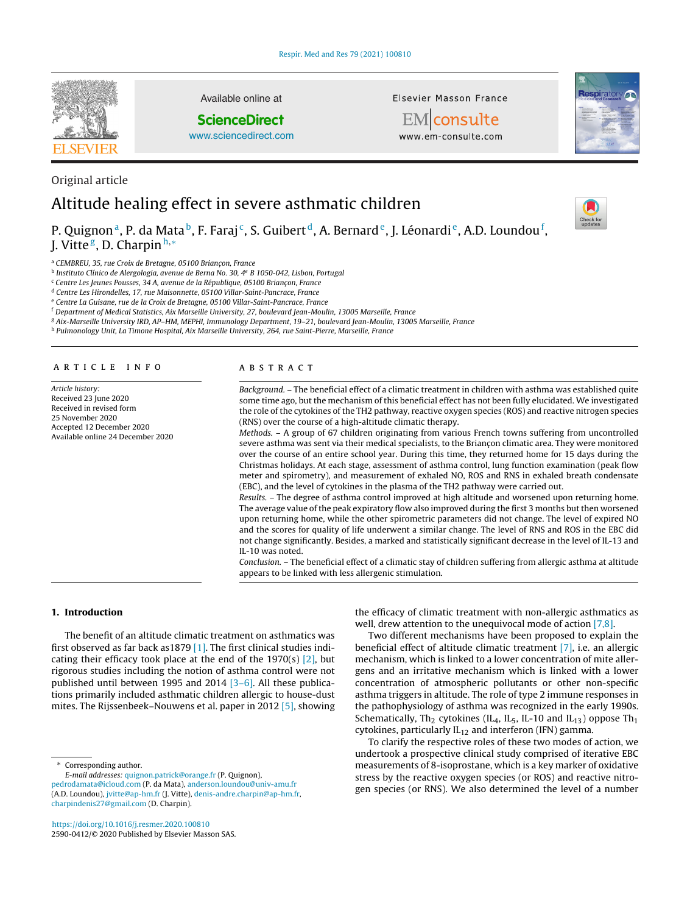Original article

# Altitude healing effect in severe asthmatic children

P. Quignon [a], P. da Mata [b], F. Faraj [c], S. Guibert [d], A. Bernard [e], J. Léonardi [e], A.D. Loundou [f], J. Vitte [g], D. Charpin [h,*]

[a] CEMBREU, 35, rue Croix de Bretagne, 05100 Briançon, France
[b] Instituto Clínico de Alergologia, avenue de Berna No. 30, 4[e] B 1050-042, Lisbon, Portugal
[c] Centre Les Jeunes Pousses, 34 A, avenue de la République, 05100 Briançon, France
[d] Centre Les Hirondelles, 17, rue Maisonnette, 05100 Villar-Saint-Pancrace, France
[e] Centre La Guisane, rue de la Croix de Bretagne, 05100 Villar-Saint-Pancrace, France
[f] Department of Medical Statistics, Aix Marseille University, 27, boulevard Jean-Moulin, 13005 Marseille, France
[g] Aix-Marseille University IRD, AP–HM, MEPHI, Immunology Department, 19–21, boulevard Jean-Moulin, 13005 Marseille, France
[h] Pulmonology Unit, La Timone Hospital, Aix Marseille University, 264, rue Saint-Pierre, Marseille, France

## ARTICLE INFO

*Article history:*
Received 23 June 2020
Received in revised form
25 November 2020
Accepted 12 December 2020
Available online 24 December 2020

## ABSTRACT

*Background.* – The beneficial effect of a climatic treatment in children with asthma was established quite some time ago, but the mechanism of this beneficial effect has not been fully elucidated. We investigated the role of the cytokines of the TH2 pathway, reactive oxygen species (ROS) and reactive nitrogen species (RNS) over the course of a high-altitude climatic therapy.

*Methods.* – A group of 67 children originating from various French towns suffering from uncontrolled severe asthma was sent via their medical specialists, to the Briançon climatic area. They were monitored over the course of an entire school year. During this time, they returned home for 15 days during the Christmas holidays. At each stage, assessment of asthma control, lung function examination (peak flow meter and spirometry), and measurement of exhaled NO, ROS and RNS in exhaled breath condensate (EBC), and the level of cytokines in the plasma of the TH2 pathway were carried out.

*Results.* – The degree of asthma control improved at high altitude and worsened upon returning home. The average value of the peak expiratory flow also improved during the first 3 months but then worsened upon returning home, while the other spirometric parameters did not change. The level of expired NO and the scores for quality of life underwent a similar change. The level of RNS and ROS in the EBC did not change significantly. Besides, a marked and statistically significant decrease in the level of IL-13 and IL-10 was noted.

*Conclusion.* – The beneficial effect of a climatic stay of children suffering from allergic asthma at altitude appears to be linked with less allergenic stimulation.

## 1. Introduction

The benefit of an altitude climatic treatment on asthmatics was first observed as far back as1879 [1]. The first clinical studies indicating their efficacy took place at the end of the 1970(s) [2], but rigorous studies including the notion of asthma control were not published until between 1995 and 2014 [3–6]. All these publications primarily included asthmatic children allergic to house-dust mites. The Rijssenbeek–Nouwens et al. paper in 2012 [5], showing the efficacy of climatic treatment with non-allergic asthmatics as well, drew attention to the unequivocal mode of action [7,8].

Two different mechanisms have been proposed to explain the beneficial effect of altitude climatic treatment [7], i.e. an allergic mechanism, which is linked to a lower concentration of mite allergens and an irritative mechanism which is linked with a lower concentration of atmospheric pollutants or other non-specific asthma triggers in altitude. The role of type 2 immune responses in the pathophysiology of asthma was recognized in the early 1990s. Schematically, $Th_2$ cytokines ($IL_4$, $IL_5$, IL-10 and $IL_{13}$) oppose $Th_1$ cytokines, particularly $IL_{12}$ and interferon (IFN) gamma.

To clarify the respective roles of these two modes of action, we undertook a prospective clinical study comprised of iterative EBC measurements of 8-isoprostane, which is a key marker of oxidative stress by the reactive oxygen species (or ROS) and reactive nitrogen species (or RNS). We also determined the level of a number

\* Corresponding author.
*E-mail addresses:* quignon.patrick@orange.fr (P. Quignon), pedrodamata@icloud.com (P. da Mata), anderson.loundou@univ-amu.fr (A.D. Loundou), jvitte@ap-hm.fr (J. Vitte), denis-andre.charpin@ap-hm.fr, charpindenis27@gmail.com (D. Charpin).

https://doi.org/10.1016/j.resmer.2020.100810
2590-0412/© 2020 Published by Elsevier Masson SAS.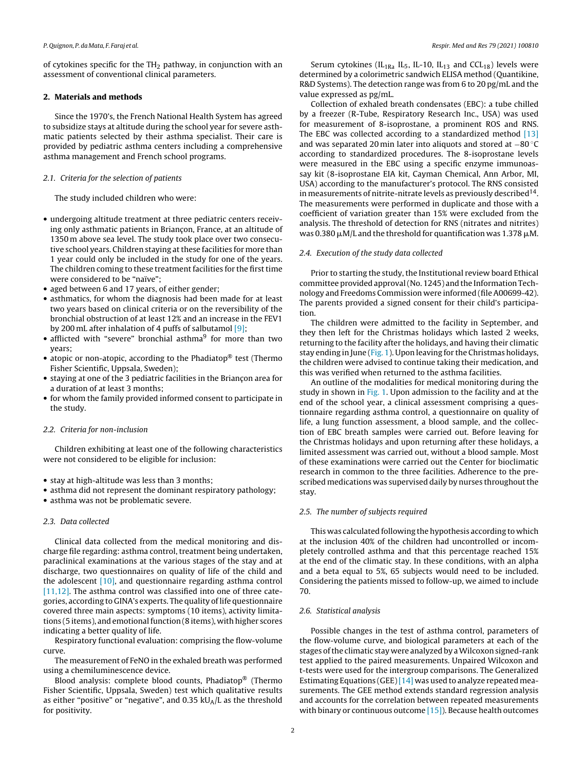of cytokines specific for the $TH_2$ pathway, in conjunction with an assessment of conventional clinical parameters.

## 2. Materials and methods

Since the 1970's, the French National Health System has agreed to subsidize stays at altitude during the school year for severe asthmatic patients selected by their asthma specialist. Their care is provided by pediatric asthma centers including a comprehensive asthma management and French school programs.

### 2.1. Criteria for the selection of patients

The study included children who were:

- undergoing altitude treatment at three pediatric centers receiving only asthmatic patients in Briançon, France, at an altitude of 1350 m above sea level. The study took place over two consecutive school years. Children staying at these facilities for more than 1 year could only be included in the study for one of the years. The children coming to these treatment facilities for the first time were considered to be "naïve";
- aged between 6 and 17 years, of either gender;
- asthmatics, for whom the diagnosis had been made for at least two years based on clinical criteria or on the reversibility of the bronchial obstruction of at least 12% and an increase in the FEV1 by 200 mL after inhalation of 4 puffs of salbutamol [9];
- afflicted with "severe" bronchial asthma[9] for more than two years;
- atopic or non-atopic, according to the Phadiatop® test (Thermo Fisher Scientific, Uppsala, Sweden);
- staying at one of the 3 pediatric facilities in the Briançon area for a duration of at least 3 months;
- for whom the family provided informed consent to participate in the study.

### 2.2. Criteria for non-inclusion

Children exhibiting at least one of the following characteristics were not considered to be eligible for inclusion:

- stay at high-altitude was less than 3 months;
- asthma did not represent the dominant respiratory pathology;
- asthma was not be problematic severe.

### 2.3. Data collected

Clinical data collected from the medical monitoring and discharge file regarding: asthma control, treatment being undertaken, paraclinical examinations at the various stages of the stay and at discharge, two questionnaires on quality of life of the child and the adolescent [10], and questionnaire regarding asthma control [11,12]. The asthma control was classified into one of three categories, according to GINA's experts. The quality of life questionnaire covered three main aspects: symptoms (10 items), activity limitations (5 items), and emotional function (8 items), with higher scores indicating a better quality of life.

Respiratory functional evaluation: comprising the flow-volume curve.

The measurement of FeNO in the exhaled breath was performed using a chemiluminescence device.

Blood analysis: complete blood counts, Phadiatop® (Thermo Fisher Scientific, Uppsala, Sweden) test which qualitative results as either "positive" or "negative", and 0.35 $kU_A/L$ as the threshold for positivity.

Serum cytokines ($IL_{1Ra}$ $IL_5$, IL-10, $IL_{13}$ and $CCL_{18}$) levels were determined by a colorimetric sandwich ELISA method (Quantikine, R&D Systems). The detection range was from 6 to 20 pg/mL and the value expressed as pg/mL.

Collection of exhaled breath condensates (EBC): a tube chilled by a freezer (R-Tube, Respiratory Research Inc., USA) was used for measurement of 8-isoprostane, a prominent ROS and RNS. The EBC was collected according to a standardized method [13] and was separated 20 min later into aliquots and stored at −80 °C according to standardized procedures. The 8-isoprostane levels were measured in the EBC using a specific enzyme immunoassay kit (8-isoprostane EIA kit, Cayman Chemical, Ann Arbor, MI, USA) according to the manufacturer's protocol. The RNS consisted in measurements of nitrite-nitrate levels as previously described[14]. The measurements were performed in duplicate and those with a coefficient of variation greater than 15% were excluded from the analysis. The threshold of detection for RNS (nitrates and nitrites) was 0.380 μM/L and the threshold for quantification was 1.378 μM.

### 2.4. Execution of the study data collected

Prior to starting the study, the Institutional review board Ethical committee provided approval (No. 1245) and the Information Technology and Freedoms Commission were informed (file A00699-42). The parents provided a signed consent for their child's participation.

The children were admitted to the facility in September, and they then left for the Christmas holidays which lasted 2 weeks, returning to the facility after the holidays, and having their climatic stay ending in June (Fig. 1). Upon leaving for the Christmas holidays, the children were advised to continue taking their medication, and this was verified when returned to the asthma facilities.

An outline of the modalities for medical monitoring during the study in shown in Fig. 1. Upon admission to the facility and at the end of the school year, a clinical assessment comprising a questionnaire regarding asthma control, a questionnaire on quality of life, a lung function assessment, a blood sample, and the collection of EBC breath samples were carried out. Before leaving for the Christmas holidays and upon returning after these holidays, a limited assessment was carried out, without a blood sample. Most of these examinations were carried out the Center for bioclimatic research in common to the three facilities. Adherence to the prescribed medications was supervised daily by nurses throughout the stay.

### 2.5. The number of subjects required

This was calculated following the hypothesis according to which at the inclusion 40% of the children had uncontrolled or incompletely controlled asthma and that this percentage reached 15% at the end of the climatic stay. In these conditions, with an alpha and a beta equal to 5%, 65 subjects would need to be included. Considering the patients missed to follow-up, we aimed to include 70.

### 2.6. Statistical analysis

Possible changes in the test of asthma control, parameters of the flow-volume curve, and biological parameters at each of the stages of the climatic stay were analyzed by a Wilcoxon signed-rank test applied to the paired measurements. Unpaired Wilcoxon and t-tests were used for the intergroup comparisons. The Generalized Estimating Equations (GEE) [14] was used to analyze repeated measurements. The GEE method extends standard regression analysis and accounts for the correlation between repeated measurements with binary or continuous outcome [15]). Because health outcomes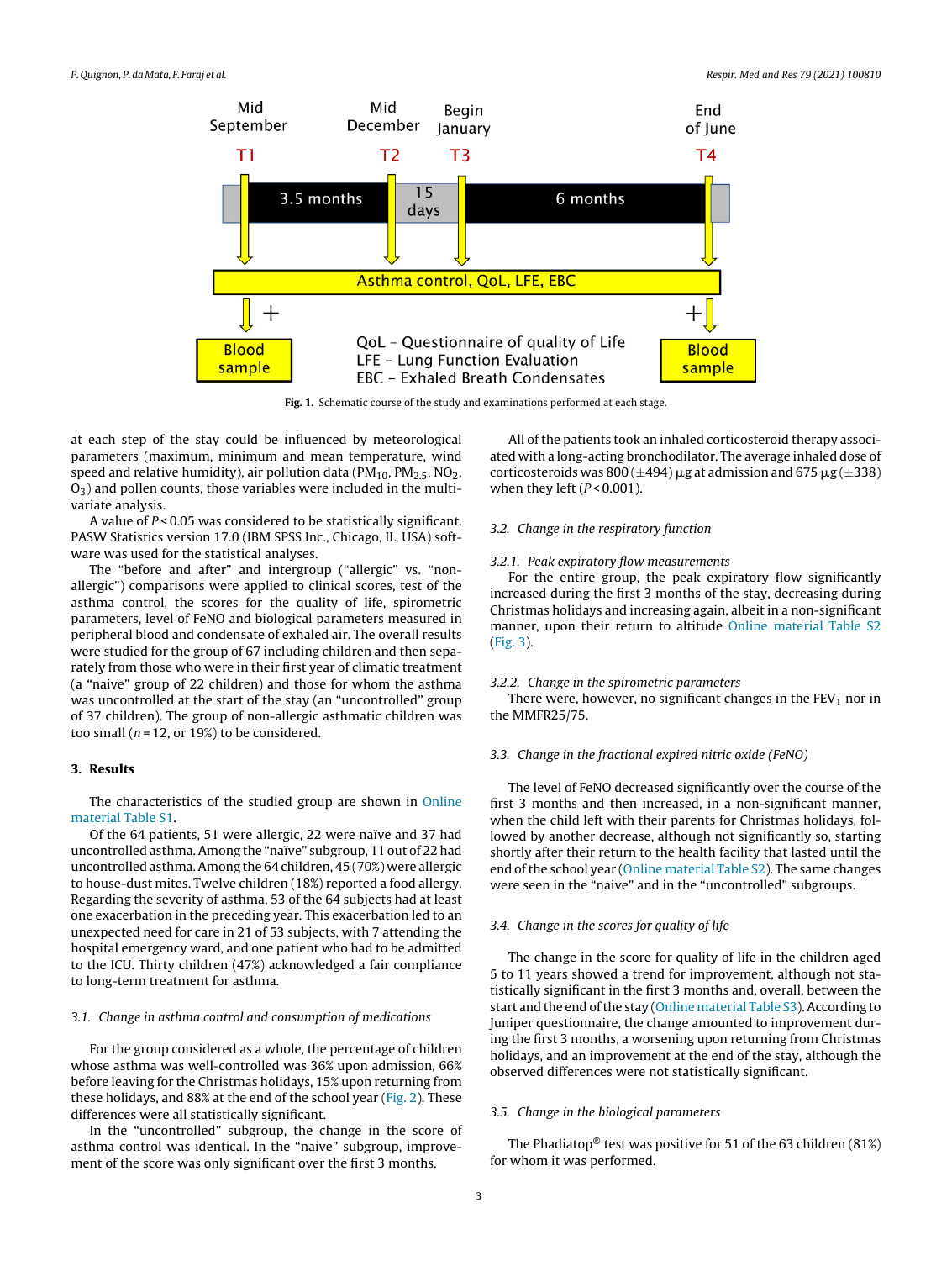Fig. 1. Schematic course of the study and examinations performed at each stage.

at each step of the stay could be influenced by meteorological parameters (maximum, minimum and mean temperature, wind speed and relative humidity), air pollution data ($PM_{10}$, $PM_{2.5}$, $NO_2$, $O_3$) and pollen counts, those variables were included in the multivariate analysis.

A value of $P < 0.05$ was considered to be statistically significant. PASW Statistics version 17.0 (IBM SPSS Inc., Chicago, IL, USA) software was used for the statistical analyses.

The "before and after" and intergroup ("allergic" vs. "non-allergic") comparisons were applied to clinical scores, test of the asthma control, the scores for the quality of life, spirometric parameters, level of FeNO and biological parameters measured in peripheral blood and condensate of exhaled air. The overall results were studied for the group of 67 including children and then separately from those who were in their first year of climatic treatment (a "naive" group of 22 children) and those for whom the asthma was uncontrolled at the start of the stay (an "uncontrolled" group of 37 children). The group of non-allergic asthmatic children was too small ($n = 12$, or 19%) to be considered.

## 3. Results

The characteristics of the studied group are shown in Online material Table S1.

Of the 64 patients, 51 were allergic, 22 were naïve and 37 had uncontrolled asthma. Among the "naïve" subgroup, 11 out of 22 had uncontrolled asthma. Among the 64 children, 45 (70%) were allergic to house-dust mites. Twelve children (18%) reported a food allergy. Regarding the severity of asthma, 53 of the 64 subjects had at least one exacerbation in the preceding year. This exacerbation led to an unexpected need for care in 21 of 53 subjects, with 7 attending the hospital emergency ward, and one patient who had to be admitted to the ICU. Thirty children (47%) acknowledged a fair compliance to long-term treatment for asthma.

### *3.1. Change in asthma control and consumption of medications*

For the group considered as a whole, the percentage of children whose asthma was well-controlled was 36% upon admission, 66% before leaving for the Christmas holidays, 15% upon returning from these holidays, and 88% at the end of the school year (Fig. 2). These differences were all statistically significant.

In the "uncontrolled" subgroup, the change in the score of asthma control was identical. In the "naive" subgroup, improvement of the score was only significant over the first 3 months.

All of the patients took an inhaled corticosteroid therapy associated with a long-acting bronchodilator. The average inhaled dose of corticosteroids was 800 (±494) µg at admission and 675 µg (±338) when they left ($P < 0.001$).

### *3.2. Change in the respiratory function*

#### *3.2.1. Peak expiratory flow measurements*

For the entire group, the peak expiratory flow significantly increased during the first 3 months of the stay, decreasing during Christmas holidays and increasing again, albeit in a non-significant manner, upon their return to altitude Online material Table S2 (Fig. 3).

#### *3.2.2. Change in the spirometric parameters*

There were, however, no significant changes in the $FEV_1$ nor in the MMFR25/75.

### *3.3. Change in the fractional expired nitric oxide (FeNO)*

The level of FeNO decreased significantly over the course of the first 3 months and then increased, in a non-significant manner, when the child left with their parents for Christmas holidays, followed by another decrease, although not significantly so, starting shortly after their return to the health facility that lasted until the end of the school year (Online material Table S2). The same changes were seen in the "naive" and in the "uncontrolled" subgroups.

### *3.4. Change in the scores for quality of life*

The change in the score for quality of life in the children aged 5 to 11 years showed a trend for improvement, although not statistically significant in the first 3 months and, overall, between the start and the end of the stay (Online material Table S3). According to Juniper questionnaire, the change amounted to improvement during the first 3 months, a worsening upon returning from Christmas holidays, and an improvement at the end of the stay, although the observed differences were not statistically significant.

### *3.5. Change in the biological parameters*

The Phadiatop® test was positive for 51 of the 63 children (81%) for whom it was performed.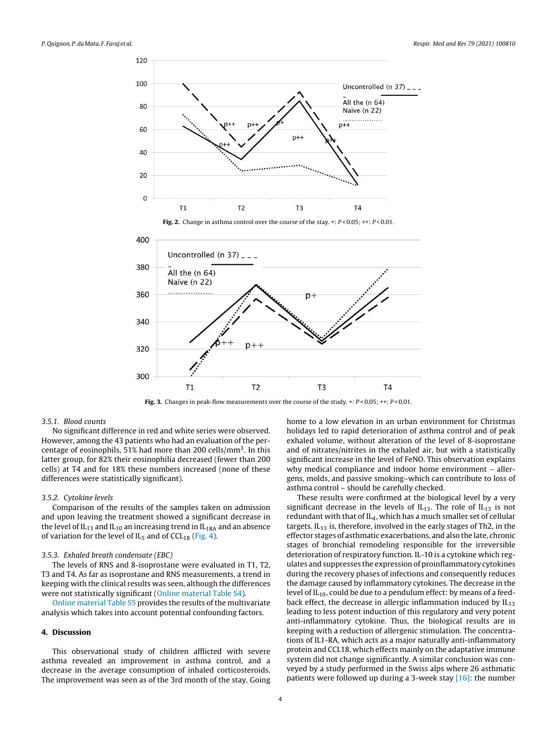Fig. 2. Change in asthma control over the course of the stay. +: $P < 0.05$; ++: $P < 0.01$.

Fig. 3. Changes in peak-flow measurements over the course of the study. +: $P < 0.05$; ++: $P < 0.01$.

*3.5.1. Blood counts*

No significant difference in red and white series were observed. However, among the 43 patients who had an evaluation of the percentage of eosinophils, 51% had more than 200 cells/mm$^3$. In this latter group, for 82% their eosinophilia decreased (fewer than 200 cells) at T4 and for 18% these numbers increased (none of these differences were statistically significant).

*3.5.2. Cytokine levels*

Comparison of the results of the samples taken on admission and upon leaving the treatment showed a significant decrease in the level of $IL_{13}$ and $IL_{10}$ an increasing trend in $IL_{1RA}$ and an absence of variation for the level of $IL_5$ and of $CCL_{18}$ (Fig. 4).

*3.5.3. Exhaled breath condensate (EBC)*

The levels of RNS and 8-isoprostane were evaluated in T1, T2, T3 and T4. As far as isoprostane and RNS measurements, a trend in keeping with the clinical results was seen, although the differences were not statistically significant (Online material Table S4).

Online material Table S5 provides the results of the multivariate analysis which takes into account potential confounding factors.

## 4. Discussion

This observational study of children afflicted with severe asthma revealed an improvement in asthma control, and a decrease in the average consumption of inhaled corticosteroids. The improvement was seen as of the 3rd month of the stay. Going home to a low elevation in an urban environment for Christmas holidays led to rapid deterioration of asthma control and of peak exhaled volume, without alteration of the level of 8-isoprostane and of nitrates/nitrites in the exhaled air, but with a statistically significant increase in the level of FeNO. This observation explains why medical compliance and indoor home environment – allergens, molds, and passive smoking–which can contribute to loss of asthma control – should be carefully checked.

These results were confirmed at the biological level by a very significant decrease in the levels of $IL_{13}$. The role of $IL_{13}$ is not redundant with that of $IL_4$, which has a much smaller set of cellular targets. $IL_{13}$ is, therefore, involved in the early stages of Th2, in the effector stages of asthmatic exacerbations, and also the late, chronic stages of bronchial remodeling responsible for the irreversible deterioration of respiratory function. IL-10 is a cytokine which regulates and suppresses the expression of proinflammatory cytokines during the recovery phases of infections and consequently reduces the damage caused by inflammatory cytokines. The decrease in the level of $IL_{10}$, could be due to a pendulum effect: by means of a feedback effect, the decrease in allergic inflammation induced by $IL_{13}$ leading to less potent induction of this regulatory and very potent anti-inflammatory cytokine. Thus, the biological results are in keeping with a reduction of allergenic stimulation. The concentrations of IL1-RA, which acts as a major naturally anti-inflammatory protein and CCL18, which effects mainly on the adaptative immune system did not change significantly. A similar conclusion was conveyed by a study performed in the Swiss alps where 26 asthmatic patients were followed up during a 3-week stay [16]: the number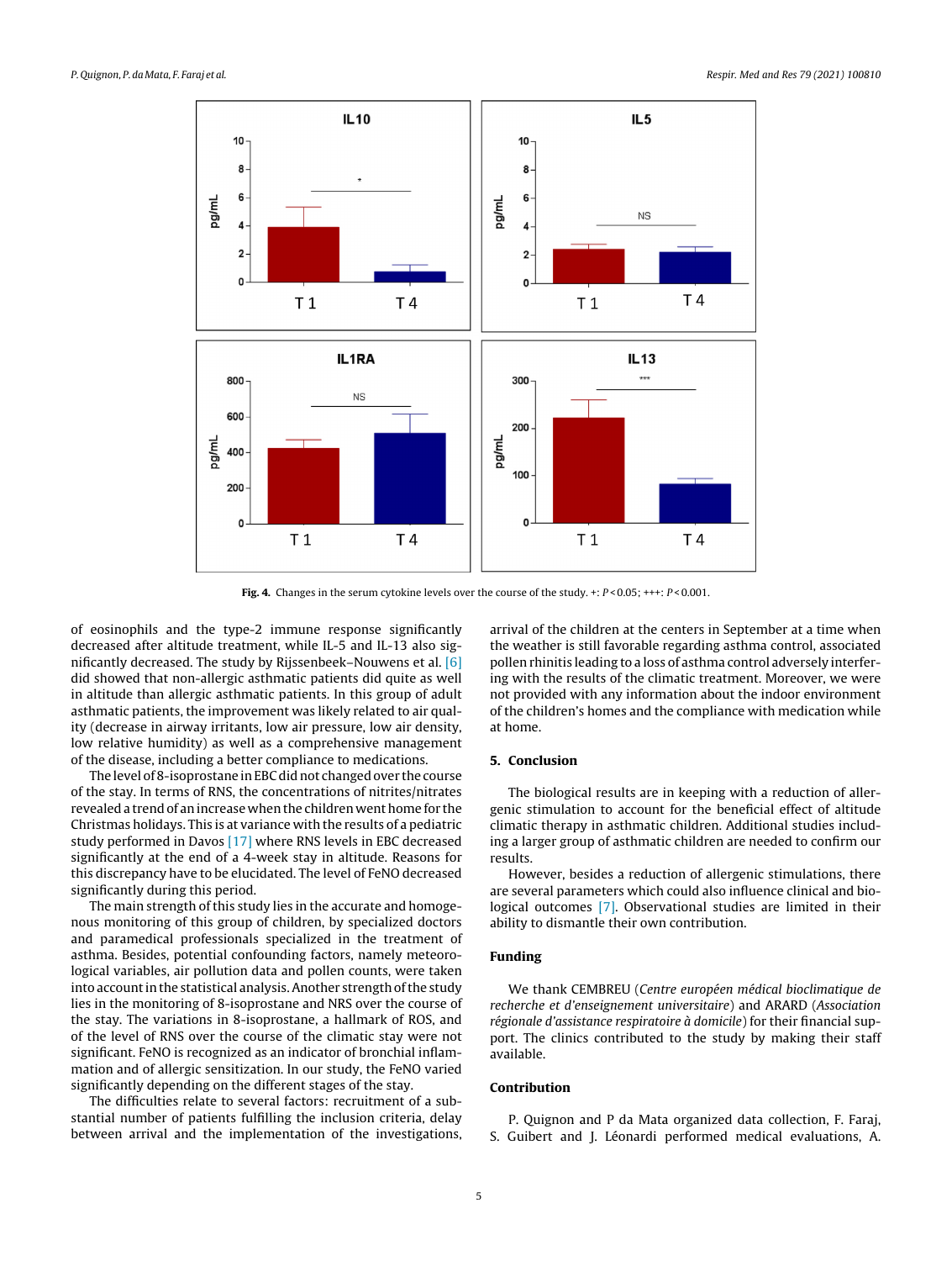**Fig. 4.** Changes in the serum cytokine levels over the course of the study. +: $P < 0.05$; +++: $P < 0.001$.

of eosinophils and the type-2 immune response significantly decreased after altitude treatment, while IL-5 and IL-13 also significantly decreased. The study by Rijssenbeek–Nouwens et al. [6] did showed that non-allergic asthmatic patients did quite as well in altitude than allergic asthmatic patients. In this group of adult asthmatic patients, the improvement was likely related to air quality (decrease in airway irritants, low air pressure, low air density, low relative humidity) as well as a comprehensive management of the disease, including a better compliance to medications.

The level of 8-isoprostane in EBC did not changed over the course of the stay. In terms of RNS, the concentrations of nitrites/nitrates revealed a trend of an increase when the children went home for the Christmas holidays. This is at variance with the results of a pediatric study performed in Davos [17] where RNS levels in EBC decreased significantly at the end of a 4-week stay in altitude. Reasons for this discrepancy have to be elucidated. The level of FeNO decreased significantly during this period.

The main strength of this study lies in the accurate and homogenous monitoring of this group of children, by specialized doctors and paramedical professionals specialized in the treatment of asthma. Besides, potential confounding factors, namely meteorological variables, air pollution data and pollen counts, were taken into account in the statistical analysis. Another strength of the study lies in the monitoring of 8-isoprostane and NRS over the course of the stay. The variations in 8-isoprostane, a hallmark of ROS, and of the level of RNS over the course of the climatic stay were not significant. FeNO is recognized as an indicator of bronchial inflammation and of allergic sensitization. In our study, the FeNO varied significantly depending on the different stages of the stay.

The difficulties relate to several factors: recruitment of a substantial number of patients fulfilling the inclusion criteria, delay between arrival and the implementation of the investigations, arrival of the children at the centers in September at a time when the weather is still favorable regarding asthma control, associated pollen rhinitis leading to a loss of asthma control adversely interfering with the results of the climatic treatment. Moreover, we were not provided with any information about the indoor environment of the children's homes and the compliance with medication while at home.

## 5. Conclusion

The biological results are in keeping with a reduction of allergenic stimulation to account for the beneficial effect of altitude climatic therapy in asthmatic children. Additional studies including a larger group of asthmatic children are needed to confirm our results.

However, besides a reduction of allergenic stimulations, there are several parameters which could also influence clinical and biological outcomes [7]. Observational studies are limited in their ability to dismantle their own contribution.

## Funding

We thank CEMBREU (*Centre européen médical bioclimatique de recherche et d'enseignement universitaire*) and ARARD (*Association régionale d'assistance respiratoire à domicile*) for their financial support. The clinics contributed to the study by making their staff available.

## Contribution

P. Quignon and P da Mata organized data collection, F. Faraj, S. Guibert and J. Léonardi performed medical evaluations, A.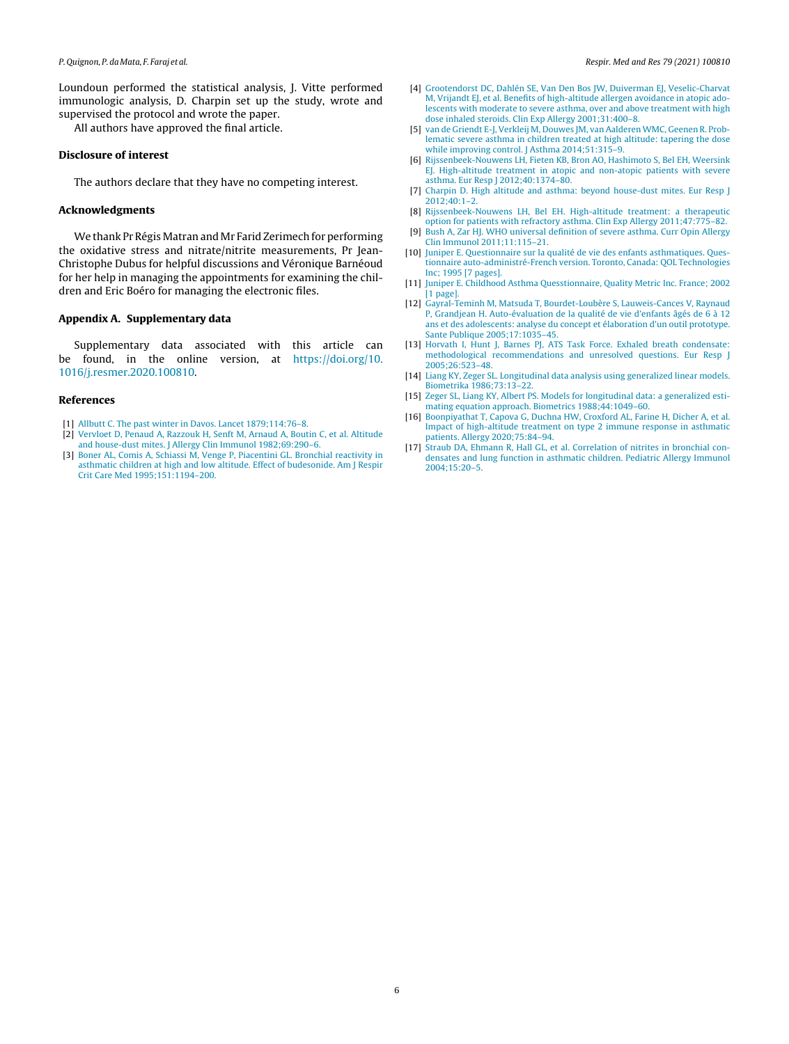Loundoun performed the statistical analysis, J. Vitte performed immunologic analysis, D. Charpin set up the study, wrote and supervised the protocol and wrote the paper.

All authors have approved the final article.

## Disclosure of interest

The authors declare that they have no competing interest.

## Acknowledgments

We thank Pr Régis Matran and Mr Farid Zerimech for performing the oxidative stress and nitrate/nitrite measurements, Pr Jean-Christophe Dubus for helpful discussions and Véronique Barnéoud for her help in managing the appointments for examining the children and Eric Boéro for managing the electronic files.

## Appendix A. Supplementary data

Supplementary data associated with this article can be found, in the online version, at https://doi.org/10.1016/j.resmer.2020.100810.

## References

[1] Allbutt C. The past winter in Davos. Lancet 1879;114:76–8.

[2] Vervloet D, Penaud A, Razzouk H, Senft M, Arnaud A, Boutin C, et al. Altitude and house-dust mites. J Allergy Clin Immunol 1982;69:290–6.

[3] Boner AL, Comis A, Schiassi M, Venge P, Piacentini GL. Bronchial reactivity in asthmatic children at high and low altitude. Effect of budesonide. Am J Respir Crit Care Med 1995;151:1194–200.

[4] Grootendorst DC, Dahlén SE, Van Den Bos JW, Duiverman EJ, Veselic-Charvat M, Vrijandt EJ, et al. Benefits of high-altitude allergen avoidance in atopic adolescents with moderate to severe asthma, over and above treatment with high dose inhaled steroids. Clin Exp Allergy 2001;31:400–8.

[5] van de Griendt E-J, Verkleij M, Douwes JM, van Aalderen WMC, Geenen R. Problematic severe asthma in children treated at high altitude: tapering the dose while improving control. J Asthma 2014;51:315–9.

[6] Rijssenbeek-Nouwens LH, Fieten KB, Bron AO, Hashimoto S, Bel EH, Weersink EJ. High-altitude treatment in atopic and non-atopic patients with severe asthma. Eur Resp J 2012;40:1374–80.

[7] Charpin D. High altitude and asthma: beyond house-dust mites. Eur Resp J 2012;40:1–2.

[8] Rijssenbeek-Nouwens LH, Bel EH. High-altitude treatment: a therapeutic option for patients with refractory asthma. Clin Exp Allergy 2011;47:775–82.

[9] Bush A, Zar HJ. WHO universal definition of severe asthma. Curr Opin Allergy Clin Immunol 2011;11:115–21.

[10] Juniper E. Questionnaire sur la qualité de vie des enfants asthmatiques. Questionnaire auto-administré-French version. Toronto, Canada: QOL Technologies Inc; 1995 [7 pages].

[11] Juniper E. Childhood Asthma Quesstionnaire, Quality Metric Inc. France; 2002 [1 page].

[12] Gayral-Teminh M, Matsuda T, Bourdet-Loubère S, Lauweis-Cances V, Raynaud P, Grandjean H. Auto-évaluation de la qualité de vie d'enfants âgés de 6 à 12 ans et des adolescents: analyse du concept et élaboration d'un outil prototype. Sante Publique 2005;17:1035–45.

[13] Horvath I, Hunt J, Barnes PJ, ATS Task Force. Exhaled breath condensate: methodological recommendations and unresolved questions. Eur Resp J 2005;26:523–48.

[14] Liang KY, Zeger SL. Longitudinal data analysis using generalized linear models. Biometrika 1986;73:13–22.

[15] Zeger SL, Liang KY, Albert PS. Models for longitudinal data: a generalized estimating equation approach. Biometrics 1988;44:1049–60.

[16] Boonpiyathat T, Capova G, Duchna HW, Croxford AL, Farine H, Dicher A, et al. Impact of high-altitude treatment on type 2 immune response in asthmatic patients. Allergy 2020;75:84–94.

[17] Straub DA, Ehmann R, Hall GL, et al. Correlation of nitrites in bronchial condensates and lung function in asthmatic children. Pediatric Allergy Immunol 2004;15:20–5.